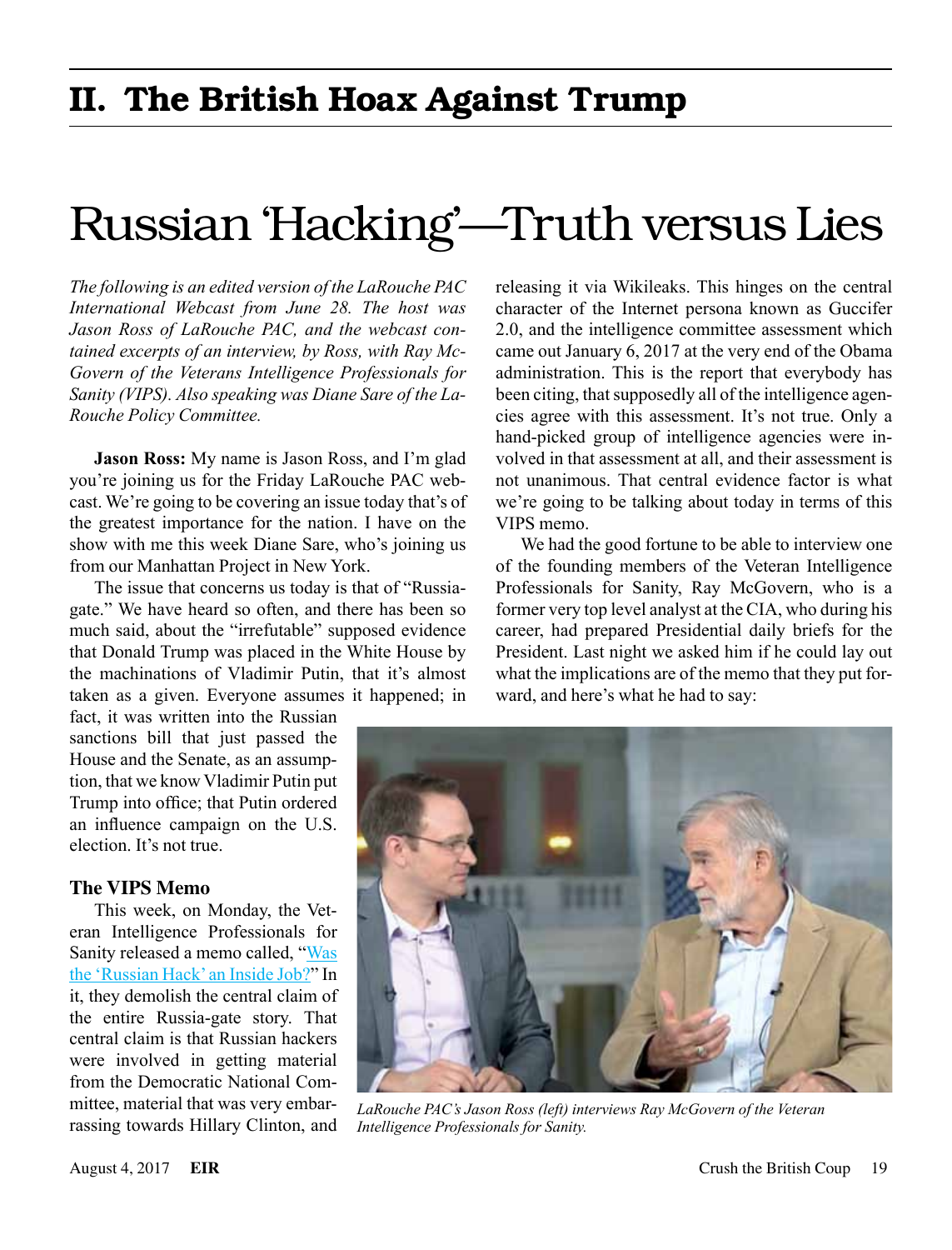# II. The British Hoax Against Trump

# Russian 'Hacking'—Truth versus Lies

*The following is an edited version of the LaRouche PAC International Webcast from June 28. The host was Jason Ross of LaRouche PAC, and the webcast contained excerpts of an interview, by Ross, with Ray McGovern of the Veterans Intelligence Professionals for Sanity (VIPS). Also speaking was Diane Sare of the LaRouche Policy Committee.*

**Jason Ross:** My name is Jason Ross, and I'm glad you're joining us for the Friday LaRouche PAC webcast. We're going to be covering an issue today that's of the greatest importance for the nation. I have on the show with me this week Diane Sare, who's joining us from our Manhattan Project in New York.

The issue that concerns us today is that of "Russia-gate." We have heard so often, and there has been so much said, about the "irrefutable" supposed evidence that Donald Trump was placed in the White House by the machinations of Vladimir Putin, that it's almost taken as a given. Everyone assumes it happened; in fact, it was written into the Russian sanctions bill that just passed the House and the Senate, as an assumption, that we know Vladimir Putin put Trump into office; that Putin ordered an influence campaign on the U.S. election. It's not true.

### The VIPS Memo

This week, on Monday, the Veteran Intelligence Professionals for Sanity released a memo called, "Was the 'Russian Hack' an Inside Job?" In it, they demolish the central claim of the entire Russia-gate story. That central claim is that Russian hackers were involved in getting material from the Democratic National Committee, material that was very embarrassing towards Hillary Clinton, and releasing it via Wikileaks. This hinges on the central character of the Internet persona known as Guccifer 2.0, and the intelligence committee assessment which came out January 6, 2017 at the very end of the Obama administration. This is the report that everybody has been citing, that supposedly all of the intelligence agencies agree with this assessment. It's not true. Only a hand-picked group of intelligence agencies were involved in that assessment at all, and their assessment is not unanimous. That central evidence factor is what we're going to be talking about today in terms of this VIPS memo.

We had the good fortune to be able to interview one of the founding members of the Veteran Intelligence Professionals for Sanity, Ray McGovern, who is a former very top level analyst at the CIA, who during his career, had prepared Presidential daily briefs for the President. Last night we asked him if he could lay out what the implications are of the memo that they put forward, and here's what he had to say:

*LaRouche PAC's Jason Ross (left) interviews Ray McGovern of the Veteran Intelligence Professionals for Sanity.*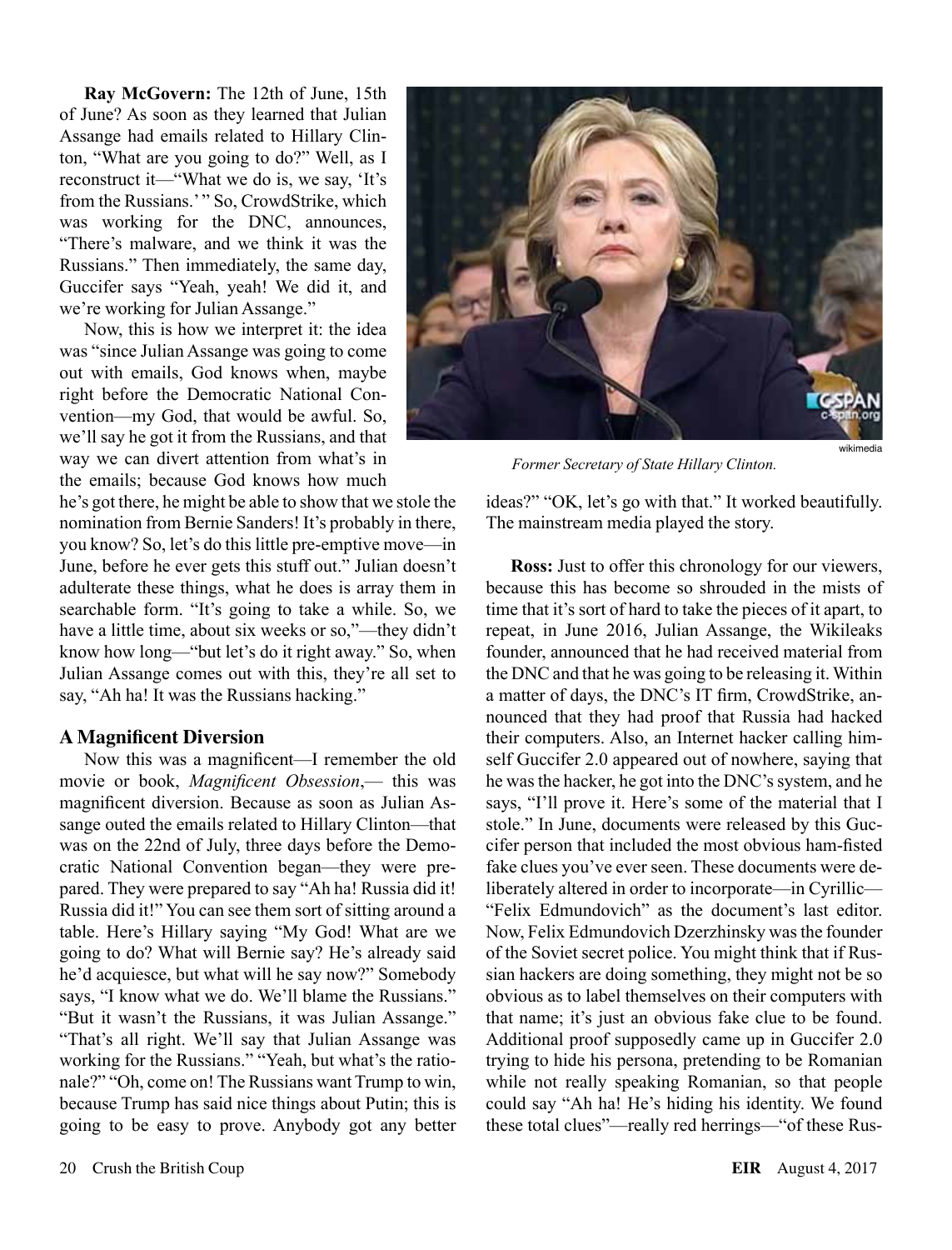**Ray McGovern:** The 12th of June, 15th of June? As soon as they learned that Julian Assange had emails related to Hillary Clinton, "What are you going to do?" Well, as I reconstruct it—"What we do is, we say, 'It's from the Russians.' " So, CrowdStrike, which was working for the DNC, announces, "There's malware, and we think it was the Russians." Then immediately, the same day, Guccifer says "Yeah, yeah! We did it, and we're working for Julian Assange."

Now, this is how we interpret it: the idea was "since Julian Assange was going to come out with emails, God knows when, maybe right before the Democratic National Convention—my God, that would be awful. So, we'll say he got it from the Russians, and that way we can divert attention from what's in the emails; because God knows how much he's got there, he might be able to show that we stole the nomination from Bernie Sanders! It's probably in there, you know? So, let's do this little pre-emptive move—in June, before he ever gets this stuff out." Julian doesn't adulterate these things, what he does is array them in searchable form. "It's going to take a while. So, we have a little time, about six weeks or so,"—they didn't know how long—"but let's do it right away." So, when Julian Assange comes out with this, they're all set to say, "Ah ha! It was the Russians hacking."

### A Magnificent Diversion

Now this was a magnificent—I remember the old movie or book, *Magnificent Obsession*,— this was magnificent diversion. Because as soon as Julian Assange outed the emails related to Hillary Clinton—that was on the 22nd of July, three days before the Democratic National Convention began—they were prepared. They were prepared to say "Ah ha! Russia did it! Russia did it!" You can see them sort of sitting around a table. Here's Hillary saying "My God! What are we going to do? What will Bernie say? He's already said he'd acquiesce, but what will he say now?" Somebody says, "I know what we do. We'll blame the Russians." "But it wasn't the Russians, it was Julian Assange." "That's all right. We'll say that Julian Assange was working for the Russians." "Yeah, but what's the rationale?" "Oh, come on! The Russians want Trump to win, because Trump has said nice things about Putin; this is going to be easy to prove. Anybody got any better ideas?" "OK, let's go with that." It worked beautifully. The mainstream media played the story.

*Former Secretary of State Hillary Clinton.*

**Ross:** Just to offer this chronology for our viewers, because this has become so shrouded in the mists of time that it's sort of hard to take the pieces of it apart, to repeat, in June 2016, Julian Assange, the Wikileaks founder, announced that he had received material from the DNC and that he was going to be releasing it. Within a matter of days, the DNC's IT firm, CrowdStrike, announced that they had proof that Russia had hacked their computers. Also, an Internet hacker calling himself Guccifer 2.0 appeared out of nowhere, saying that he was the hacker, he got into the DNC's system, and he says, "I'll prove it. Here's some of the material that I stole." In June, documents were released by this Guccifer person that included the most obvious ham-fisted fake clues you've ever seen. These documents were deliberately altered in order to incorporate—in Cyrillic—"Felix Edmundovich" as the document's last editor. Now, Felix Edmundovich Dzerzhinsky was the founder of the Soviet secret police. You might think that if Russian hackers are doing something, they might not be so obvious as to label themselves on their computers with that name; it's just an obvious fake clue to be found. Additional proof supposedly came up in Guccifer 2.0 trying to hide his persona, pretending to be Romanian while not really speaking Romanian, so that people could say "Ah ha! He's hiding his identity. We found these total clues"—really red herrings—"of these Rus-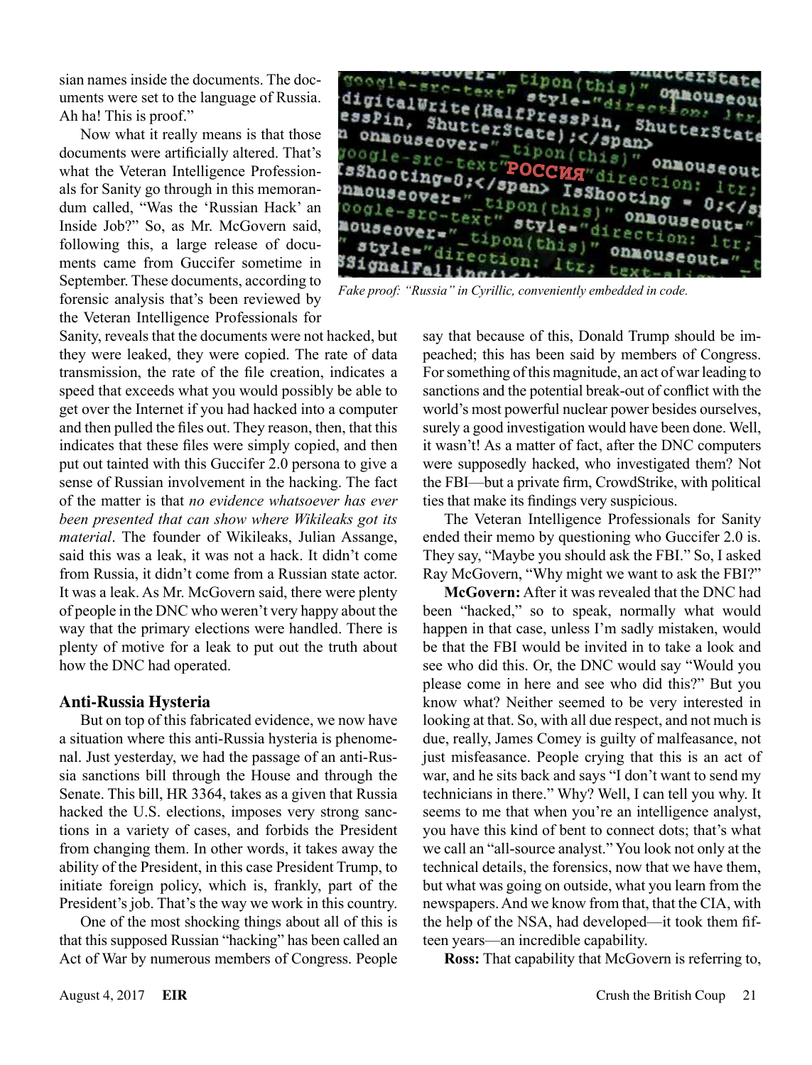sian names inside the documents. The documents were set to the language of Russia. Ah ha! This is proof."

Now what it really means is that those documents were artificially altered. That's what the Veteran Intelligence Professionals for Sanity go through in this memorandum called, "Was the 'Russian Hack' an Inside Job?" So, as Mr. McGovern said, following this, a large release of documents came from Guccifer sometime in September. These documents, according to forensic analysis that's been reviewed by the Veteran Intelligence Professionals for Sanity, reveals that the documents were not hacked, but they were leaked, they were copied. The rate of data transmission, the rate of the file creation, indicates a speed that exceeds what you would possibly be able to get over the Internet if you had hacked into a computer and then pulled the files out. They reason, then, that this indicates that these files were simply copied, and then put out tainted with this Guccifer 2.0 persona to give a sense of Russian involvement in the hacking. The fact of the matter is that *no evidence whatsoever has ever been presented that can show where Wikileaks got its material*. The founder of Wikileaks, Julian Assange, said this was a leak, it was not a hack. It didn't come from Russia, it didn't come from a Russian state actor. It was a leak. As Mr. McGovern said, there were plenty of people in the DNC who weren't very happy about the way that the primary elections were handled. There is plenty of motive for a leak to put out the truth about how the DNC had operated.

*Fake proof: "Russia" in Cyrillic, conveniently embedded in code.*

## Anti-Russia Hysteria

But on top of this fabricated evidence, we now have a situation where this anti-Russia hysteria is phenomenal. Just yesterday, we had the passage of an anti-Russia sanctions bill through the House and through the Senate. This bill, HR 3364, takes as a given that Russia hacked the U.S. elections, imposes very strong sanctions in a variety of cases, and forbids the President from changing them. In other words, it takes away the ability of the President, in this case President Trump, to initiate foreign policy, which is, frankly, part of the President's job. That's the way we work in this country.

One of the most shocking things about all of this is that this supposed Russian "hacking" has been called an Act of War by numerous members of Congress. People say that because of this, Donald Trump should be impeached; this has been said by members of Congress. For something of this magnitude, an act of war leading to sanctions and the potential break-out of conflict with the world's most powerful nuclear power besides ourselves, surely a good investigation would have been done. Well, it wasn't! As a matter of fact, after the DNC computers were supposedly hacked, who investigated them? Not the FBI—but a private firm, CrowdStrike, with political ties that make its findings very suspicious.

The Veteran Intelligence Professionals for Sanity ended their memo by questioning who Guccifer 2.0 is. They say, "Maybe you should ask the FBI." So, I asked Ray McGovern, "Why might we want to ask the FBI?"

**McGovern:** After it was revealed that the DNC had been "hacked," so to speak, normally what would happen in that case, unless I'm sadly mistaken, would be that the FBI would be invited in to take a look and see who did this. Or, the DNC would say "Would you please come in here and see who did this?" But you know what? Neither seemed to be very interested in looking at that. So, with all due respect, and not much is due, really, James Comey is guilty of malfeasance, not just misfeasance. People crying that this is an act of war, and he sits back and says "I don't want to send my technicians in there." Why? Well, I can tell you why. It seems to me that when you're an intelligence analyst, you have this kind of bent to connect dots; that's what we call an "all-source analyst." You look not only at the technical details, the forensics, now that we have them, but what was going on outside, what you learn from the newspapers. And we know from that, that the CIA, with the help of the NSA, had developed—it took them fifteen years—an incredible capability.

**Ross:** That capability that McGovern is referring to,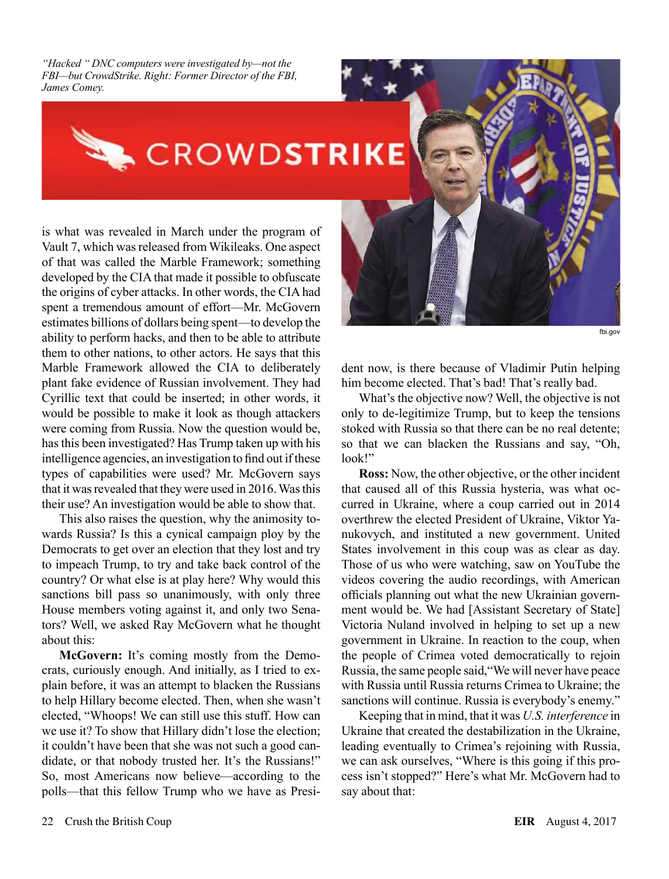*"Hacked " DNC computers were investigated by—not the FBI—but CrowdStrike. Right: Former Director of the FBI, James Comey.*

fbi.gov

is what was revealed in March under the program of Vault 7, which was released from Wikileaks. One aspect of that was called the Marble Framework; something developed by the CIA that made it possible to obfuscate the origins of cyber attacks. In other words, the CIA had spent a tremendous amount of effort—Mr. McGovern estimates billions of dollars being spent—to develop the ability to perform hacks, and then to be able to attribute them to other nations, to other actors. He says that this Marble Framework allowed the CIA to deliberately plant fake evidence of Russian involvement. They had Cyrillic text that could be inserted; in other words, it would be possible to make it look as though attackers were coming from Russia. Now the question would be, has this been investigated? Has Trump taken up with his intelligence agencies, an investigation to find out if these types of capabilities were used? Mr. McGovern says that it was revealed that they were used in 2016. Was this their use? An investigation would be able to show that.

This also raises the question, why the animosity towards Russia? Is this a cynical campaign ploy by the Democrats to get over an election that they lost and try to impeach Trump, to try and take back control of the country? Or what else is at play here? Why would this sanctions bill pass so unanimously, with only three House members voting against it, and only two Senators? Well, we asked Ray McGovern what he thought about this:

**McGovern:** It's coming mostly from the Democrats, curiously enough. And initially, as I tried to explain before, it was an attempt to blacken the Russians to help Hillary become elected. Then, when she wasn't elected, "Whoops! We can still use this stuff. How can we use it? To show that Hillary didn't lose the election; it couldn't have been that she was not such a good candidate, or that nobody trusted her. It's the Russians!" So, most Americans now believe—according to the polls—that this fellow Trump who we have as President now, is there because of Vladimir Putin helping him become elected. That's bad! That's really bad.

What's the objective now? Well, the objective is not only to de-legitimize Trump, but to keep the tensions stoked with Russia so that there can be no real detente; so that we can blacken the Russians and say, "Oh, look!"

**Ross:** Now, the other objective, or the other incident that caused all of this Russia hysteria, was what occurred in Ukraine, where a coup carried out in 2014 overthrew the elected President of Ukraine, Viktor Yanukovych, and instituted a new government. United States involvement in this coup was as clear as day. Those of us who were watching, saw on YouTube the videos covering the audio recordings, with American officials planning out what the new Ukrainian government would be. We had [Assistant Secretary of State] Victoria Nuland involved in helping to set up a new government in Ukraine. In reaction to the coup, when the people of Crimea voted democratically to rejoin Russia, the same people said,"We will never have peace with Russia until Russia returns Crimea to Ukraine; the sanctions will continue. Russia is everybody's enemy."

Keeping that in mind, that it was *U.S. interference* in Ukraine that created the destabilization in the Ukraine, leading eventually to Crimea's rejoining with Russia, we can ask ourselves, "Where is this going if this process isn't stopped?" Here's what Mr. McGovern had to say about that: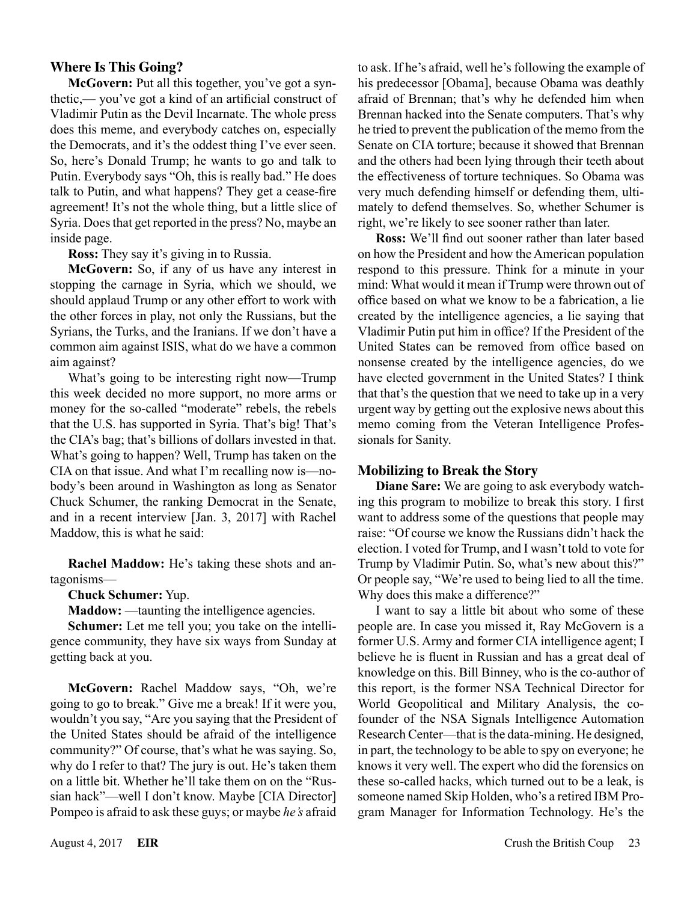### Where Is This Going?

**McGovern:** Put all this together, you've got a synthetic,— you've got a kind of an artificial construct of Vladimir Putin as the Devil Incarnate. The whole press does this meme, and everybody catches on, especially the Democrats, and it's the oddest thing I've ever seen. So, here's Donald Trump; he wants to go and talk to Putin. Everybody says "Oh, this is really bad." He does talk to Putin, and what happens? They get a cease-fire agreement! It's not the whole thing, but a little slice of Syria. Does that get reported in the press? No, maybe an inside page.

**Ross:** They say it's giving in to Russia.

**McGovern:** So, if any of us have any interest in stopping the carnage in Syria, which we should, we should applaud Trump or any other effort to work with the other forces in play, not only the Russians, but the Syrians, the Turks, and the Iranians. If we don't have a common aim against ISIS, what do we have a common aim against?

What's going to be interesting right now—Trump this week decided no more support, no more arms or money for the so-called "moderate" rebels, the rebels that the U.S. has supported in Syria. That's big! That's the CIA's bag; that's billions of dollars invested in that. What's going to happen? Well, Trump has taken on the CIA on that issue. And what I'm recalling now is—nobody's been around in Washington as long as Senator Chuck Schumer, the ranking Democrat in the Senate, and in a recent interview [Jan. 3, 2017] with Rachel Maddow, this is what he said:

**Rachel Maddow:** He's taking these shots and antagonisms—

**Chuck Schumer:** Yup.

**Maddow:** —taunting the intelligence agencies.

**Schumer:** Let me tell you; you take on the intelligence community, they have six ways from Sunday at getting back at you.

**McGovern:** Rachel Maddow says, "Oh, we're going to go to break." Give me a break! If it were you, wouldn't you say, "Are you saying that the President of the United States should be afraid of the intelligence community?" Of course, that's what he was saying. So, why do I refer to that? The jury is out. He's taken them on a little bit. Whether he'll take them on on the "Russian hack"—well I don't know. Maybe [CIA Director] Pompeo is afraid to ask these guys; or maybe *he's* afraid to ask. If he's afraid, well he's following the example of his predecessor [Obama], because Obama was deathly afraid of Brennan; that's why he defended him when Brennan hacked into the Senate computers. That's why he tried to prevent the publication of the memo from the Senate on CIA torture; because it showed that Brennan and the others had been lying through their teeth about the effectiveness of torture techniques. So Obama was very much defending himself or defending them, ultimately to defend themselves. So, whether Schumer is right, we're likely to see sooner rather than later.

**Ross:** We'll find out sooner rather than later based on how the President and how the American population respond to this pressure. Think for a minute in your mind: What would it mean if Trump were thrown out of office based on what we know to be a fabrication, a lie created by the intelligence agencies, a lie saying that Vladimir Putin put him in office? If the President of the United States can be removed from office based on nonsense created by the intelligence agencies, do we have elected government in the United States? I think that that's the question that we need to take up in a very urgent way by getting out the explosive news about this memo coming from the Veteran Intelligence Professionals for Sanity.

### Mobilizing to Break the Story

**Diane Sare:** We are going to ask everybody watching this program to mobilize to break this story. I first want to address some of the questions that people may raise: "Of course we know the Russians didn't hack the election. I voted for Trump, and I wasn't told to vote for Trump by Vladimir Putin. So, what's new about this?" Or people say, "We're used to being lied to all the time. Why does this make a difference?"

I want to say a little bit about who some of these people are. In case you missed it, Ray McGovern is a former U.S. Army and former CIA intelligence agent; I believe he is fluent in Russian and has a great deal of knowledge on this. Bill Binney, who is the co-author of this report, is the former NSA Technical Director for World Geopolitical and Military Analysis, the co-founder of the NSA Signals Intelligence Automation Research Center—that is the data-mining. He designed, in part, the technology to be able to spy on everyone; he knows it very well. The expert who did the forensics on these so-called hacks, which turned out to be a leak, is someone named Skip Holden, who's a retired IBM Program Manager for Information Technology. He's the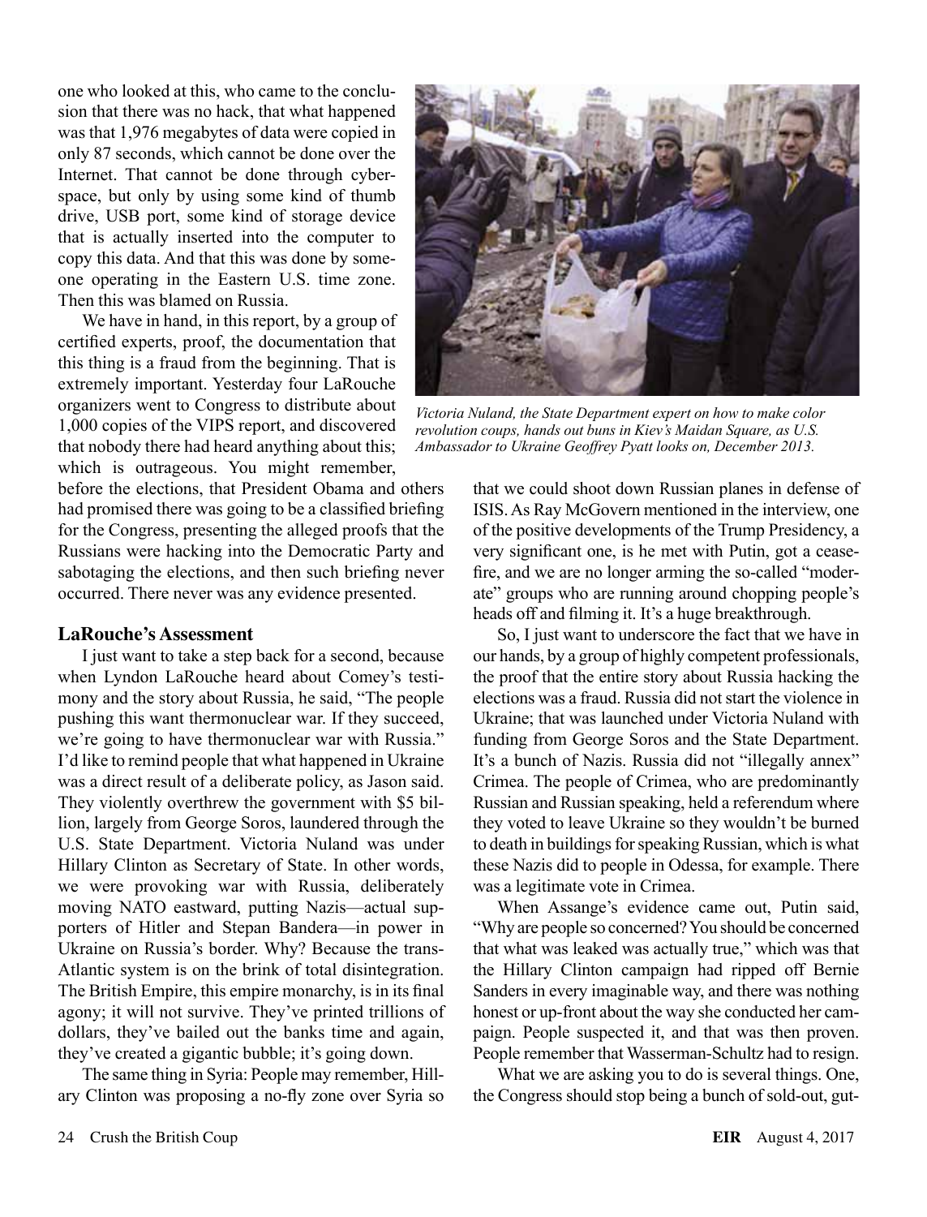one who looked at this, who came to the conclusion that there was no hack, that what happened was that 1,976 megabytes of data were copied in only 87 seconds, which cannot be done over the Internet. That cannot be done through cyberspace, but only by using some kind of thumb drive, USB port, some kind of storage device that is actually inserted into the computer to copy this data. And that this was done by someone operating in the Eastern U.S. time zone. Then this was blamed on Russia.

We have in hand, in this report, by a group of certified experts, proof, the documentation that this thing is a fraud from the beginning. That is extremely important. Yesterday four LaRouche organizers went to Congress to distribute about 1,000 copies of the VIPS report, and discovered that nobody there had heard anything about this; which is outrageous. You might remember, before the elections, that President Obama and others had promised there was going to be a classified briefing for the Congress, presenting the alleged proofs that the Russians were hacking into the Democratic Party and sabotaging the elections, and then such briefing never occurred. There never was any evidence presented.

*Victoria Nuland, the State Department expert on how to make color revolution coups, hands out buns in Kiev's Maidan Square, as U.S. Ambassador to Ukraine Geoffrey Pyatt looks on, December 2013.*

### LaRouche's Assessment

I just want to take a step back for a second, because when Lyndon LaRouche heard about Comey's testimony and the story about Russia, he said, "The people pushing this want thermonuclear war. If they succeed, we're going to have thermonuclear war with Russia." I'd like to remind people that what happened in Ukraine was a direct result of a deliberate policy, as Jason said. They violently overthrew the government with $5 billion, largely from George Soros, laundered through the U.S. State Department. Victoria Nuland was under Hillary Clinton as Secretary of State. In other words, we were provoking war with Russia, deliberately moving NATO eastward, putting Nazis—actual supporters of Hitler and Stepan Bandera—in power in Ukraine on Russia's border. Why? Because the trans-Atlantic system is on the brink of total disintegration. The British Empire, this empire monarchy, is in its final agony; it will not survive. They've printed trillions of dollars, they've bailed out the banks time and again, they've created a gigantic bubble; it's going down.

The same thing in Syria: People may remember, Hillary Clinton was proposing a no-fly zone over Syria so that we could shoot down Russian planes in defense of ISIS. As Ray McGovern mentioned in the interview, one of the positive developments of the Trump Presidency, a very significant one, is he met with Putin, got a cease-fire, and we are no longer arming the so-called "moderate" groups who are running around chopping people's heads off and filming it. It's a huge breakthrough.

So, I just want to underscore the fact that we have in our hands, by a group of highly competent professionals, the proof that the entire story about Russia hacking the elections was a fraud. Russia did not start the violence in Ukraine; that was launched under Victoria Nuland with funding from George Soros and the State Department. It's a bunch of Nazis. Russia did not "illegally annex" Crimea. The people of Crimea, who are predominantly Russian and Russian speaking, held a referendum where they voted to leave Ukraine so they wouldn't be burned to death in buildings for speaking Russian, which is what these Nazis did to people in Odessa, for example. There was a legitimate vote in Crimea.

When Assange's evidence came out, Putin said, "Why are people so concerned? You should be concerned that what was leaked was actually true," which was that the Hillary Clinton campaign had ripped off Bernie Sanders in every imaginable way, and there was nothing honest or up-front about the way she conducted her campaign. People suspected it, and that was then proven. People remember that Wasserman-Schultz had to resign.

What we are asking you to do is several things. One, the Congress should stop being a bunch of sold-out, gut-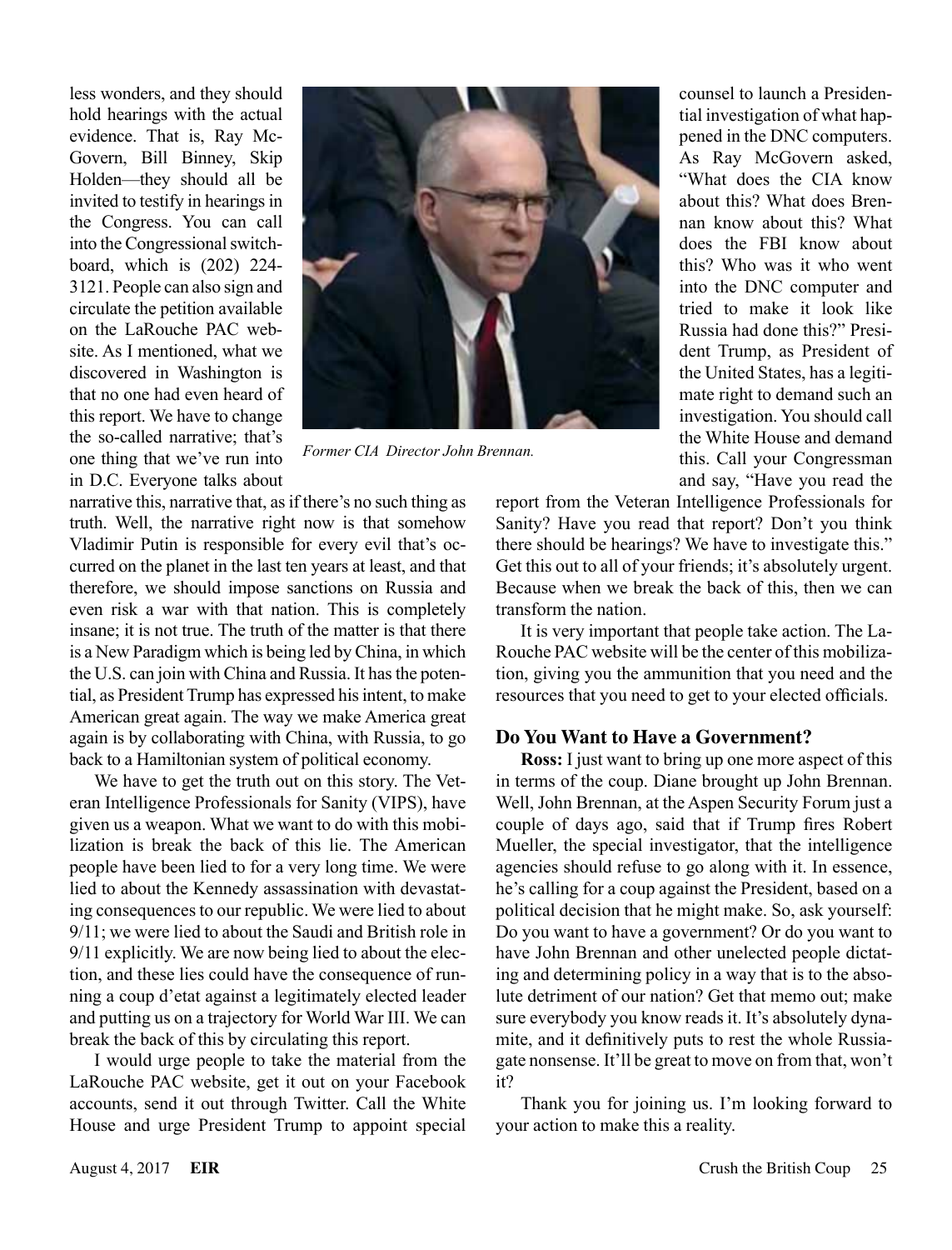less wonders, and they should hold hearings with the actual evidence. That is, Ray McGovern, Bill Binney, Skip Holden—they should all be invited to testify in hearings in the Congress. You can call into the Congressional switchboard, which is (202) 224-3121. People can also sign and circulate the petition available on the LaRouche PAC website. As I mentioned, what we discovered in Washington is that no one had even heard of this report. We have to change the so-called narrative; that's one thing that we've run into in D.C. Everyone talks about narrative this, narrative that, as if there's no such thing as truth. Well, the narrative right now is that somehow Vladimir Putin is responsible for every evil that's occurred on the planet in the last ten years at least, and that therefore, we should impose sanctions on Russia and even risk a war with that nation. This is completely insane; it is not true. The truth of the matter is that there is a New Paradigm which is being led by China, in which the U.S. can join with China and Russia. It has the potential, as President Trump has expressed his intent, to make American great again. The way we make America great again is by collaborating with China, with Russia, to go back to a Hamiltonian system of political economy.

*Former CIA Director John Brennan.*

We have to get the truth out on this story. The Veteran Intelligence Professionals for Sanity (VIPS), have given us a weapon. What we want to do with this mobilization is break the back of this lie. The American people have been lied to for a very long time. We were lied to about the Kennedy assassination with devastating consequences to our republic. We were lied to about 9/11; we were lied to about the Saudi and British role in 9/11 explicitly. We are now being lied to about the election, and these lies could have the consequence of running a coup d'etat against a legitimately elected leader and putting us on a trajectory for World War III. We can break the back of this by circulating this report.

I would urge people to take the material from the LaRouche PAC website, get it out on your Facebook accounts, send it out through Twitter. Call the White House and urge President Trump to appoint special counsel to launch a Presidential investigation of what happened in the DNC computers. As Ray McGovern asked, "What does the CIA know about this? What does Brennan know about this? What does the FBI know about this? Who was it who went into the DNC computer and tried to make it look like Russia had done this?" President Trump, as President of the United States, has a legitimate right to demand such an investigation. You should call the White House and demand this. Call your Congressman and say, "Have you read the report from the Veteran Intelligence Professionals for Sanity? Have you read that report? Don't you think there should be hearings? We have to investigate this." Get this out to all of your friends; it's absolutely urgent. Because when we break the back of this, then we can transform the nation.

It is very important that people take action. The LaRouche PAC website will be the center of this mobilization, giving you the ammunition that you need and the resources that you need to get to your elected officials.

## Do You Want to Have a Government?

**Ross:** I just want to bring up one more aspect of this in terms of the coup. Diane brought up John Brennan. Well, John Brennan, at the Aspen Security Forum just a couple of days ago, said that if Trump fires Robert Mueller, the special investigator, that the intelligence agencies should refuse to go along with it. In essence, he's calling for a coup against the President, based on a political decision that he might make. So, ask yourself: Do you want to have a government? Or do you want to have John Brennan and other unelected people dictating and determining policy in a way that is to the absolute detriment of our nation? Get that memo out; make sure everybody you know reads it. It's absolutely dynamite, and it definitively puts to rest the whole Russiagate nonsense. It'll be great to move on from that, won't it?

Thank you for joining us. I'm looking forward to your action to make this a reality.